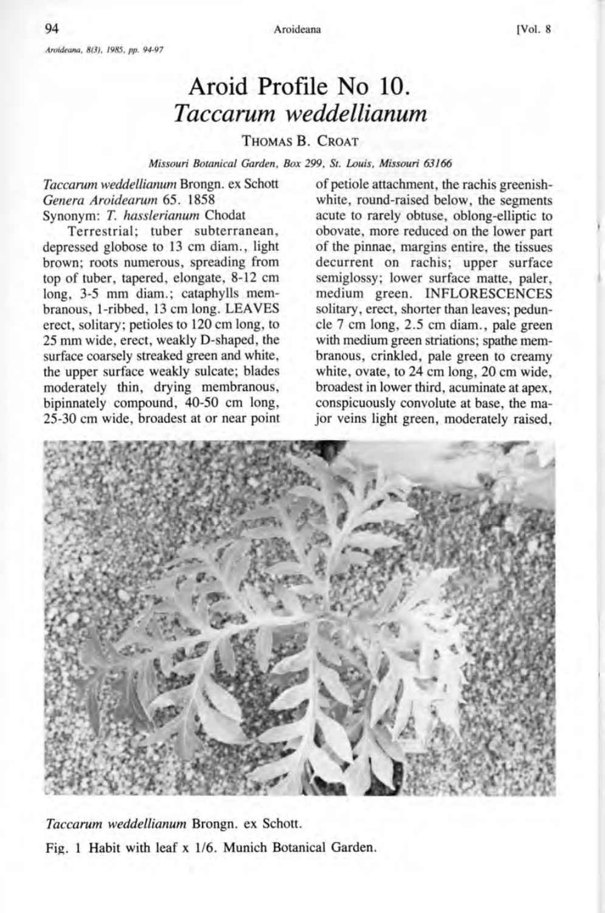# Aroid Profile No 10. *Taccarum weddellianum*

THOMAS B. CROAT

*Missouri Botanical Garden, Box 299, St. Louis, Missouri 63166*

*Taccarum weddellianum* Brongn. ex Schott *Genera Aroidearum* 65. 1858

Synonym: *T. hasslerianum* Chodat

Terrestrial; tuber subterranean, depressed globose to 13 cm diam., light brown; roots numerous, spreading from top of tuber, tapered, elongate, 8-12 cm long, 3-5 mm diam.; cataphylls membranous, 1-ribbed, 13 cm long. LEAVES erect, solitary; petioles to 120 cm long, to 25 mm wide, erect, weakly D-shaped, the surface coarsely streaked green and white, the upper surface weakly sulcate; blades moderately thin, drying membranous, bipinnately compound, 40-50 cm long, 25-30 cm wide, broadest at or near point of petiole attachment, the rachis greenish-white, round-raised below, the segments acute to rarely obtuse, oblong-elliptic to obovate, more reduced on the lower part of the pinnae, margins entire, the tissues decurrent on rachis; upper surface semiglossy; lower surface matte, paler, medium green. INFLORESCENCES solitary, erect, shorter than leaves; peduncle 7 cm long, 2.5 cm diam., pale green with medium green striations; spathe membranous, crinkled, pale green to creamy white, ovate, to 24 cm long, 20 cm wide, broadest in lower third, acuminate at apex, conspicuously convolute at base, the major veins light green, moderately raised,

*Taccarum weddellianum* Brongn. ex Schott.

Fig. 1 Habit with leaf x 1/6. Munich Botanical Garden.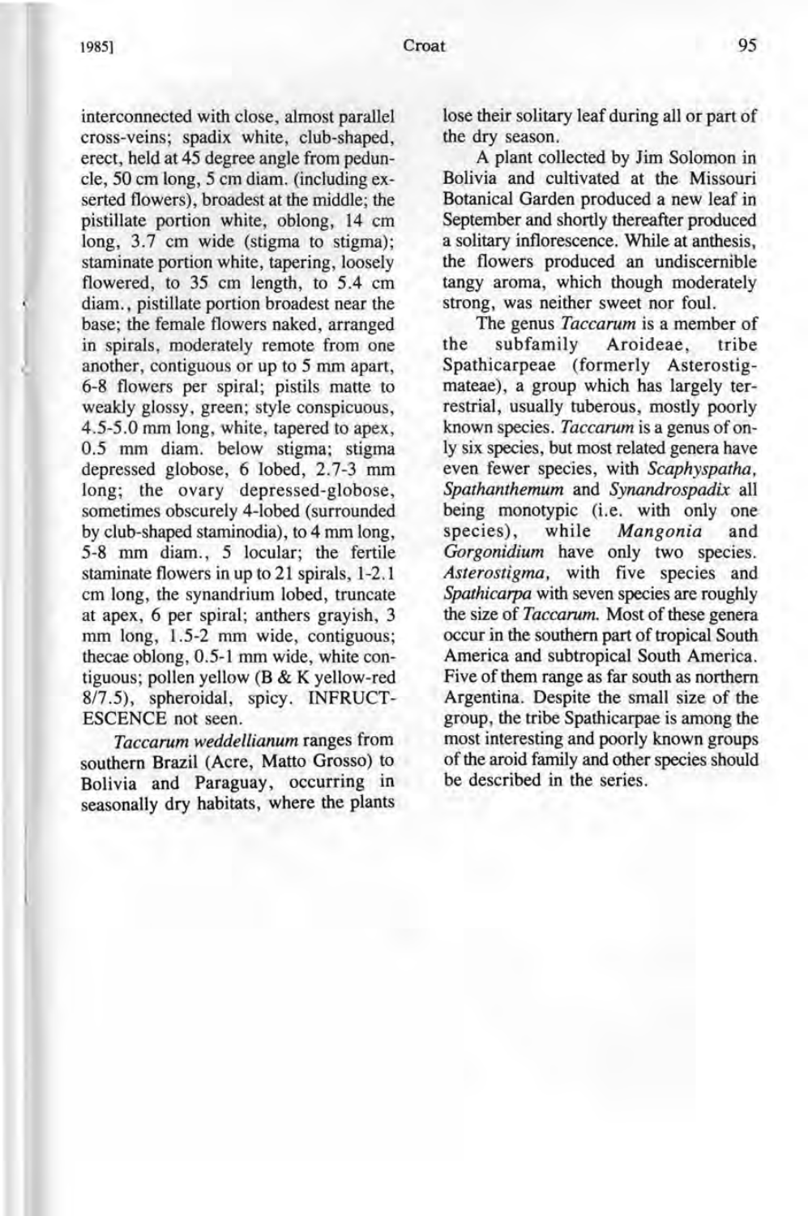interconnected with close, almost parallel cross-veins; spadix white, club-shaped, erect, held at 45 degree angle from peduncle, 50 cm long, 5 cm diam. (including exserted flowers), broadest at the middle; the pistillate portion white, oblong, 14 cm long, 3.7 cm wide (stigma to stigma); staminate portion white, tapering, loosely flowered, to 35 cm length, to 5.4 cm diam., pistillate portion broadest near the base; the female flowers naked, arranged in spirals, moderately remote from one another, contiguous or up to 5 mm apart, 6-8 flowers per spiral; pistils matte to weakly glossy, green; style conspicuous, 4.5-5.0 mm long, white, tapered to apex, 0.5 mm diam. below stigma; stigma depressed globose, 6 lobed, 2.7-3 mm long; the ovary depressed-globose, sometimes obscurely 4-lobed (surrounded by club-shaped staminodia), to 4 mm long, 5-8 mm diam., 5 locular; the fertile staminate flowers in up to 21 spirals, 1-2.1 cm long, the synandrium lobed, truncate at apex, 6 per spiral; anthers grayish, 3 mm long, 1.5-2 mm wide, contiguous; thecae oblong, 0.5-1 mm wide, white contiguous; pollen yellow (B & K yellow-red 8/7.5), spheroidal, spicy. INFRUCTESCENCE not seen.

*Taccarum weddellianum* ranges from southern Brazil (Acre, Matto Grosso) to Bolivia and Paraguay, occurring in seasonally dry habitats, where the plants lose their solitary leaf during all or part of the dry season.

A plant collected by Jim Solomon in Bolivia and cultivated at the Missouri Botanical Garden produced a new leaf in September and shortly thereafter produced a solitary inflorescence. While at anthesis, the flowers produced an undiscernible tangy aroma, which though moderately strong, was neither sweet nor foul.

The genus *Taccarum* is a member of the subfamily Aroideae, tribe Spathicarpeae (formerly Asterostigmateae), a group which has largely terrestrial, usually tuberous, mostly poorly known species. *Taccarum* is a genus of only six species, but most related genera have even fewer species, with *Scaphyspatha*, *Spathanthemum* and *Synandrospadix* all being monotypic (i.e. with only one species), while *Mangonia* and *Gorgonidium* have only two species. *Asterostigma*, with five species and *Spathicarpa* with seven species are roughly the size of *Taccarum*. Most of these genera occur in the southern part of tropical South America and subtropical South America. Five of them range as far south as northern Argentina. Despite the small size of the group, the tribe Spathicarpae is among the most interesting and poorly known groups of the aroid family and other species should be described in the series.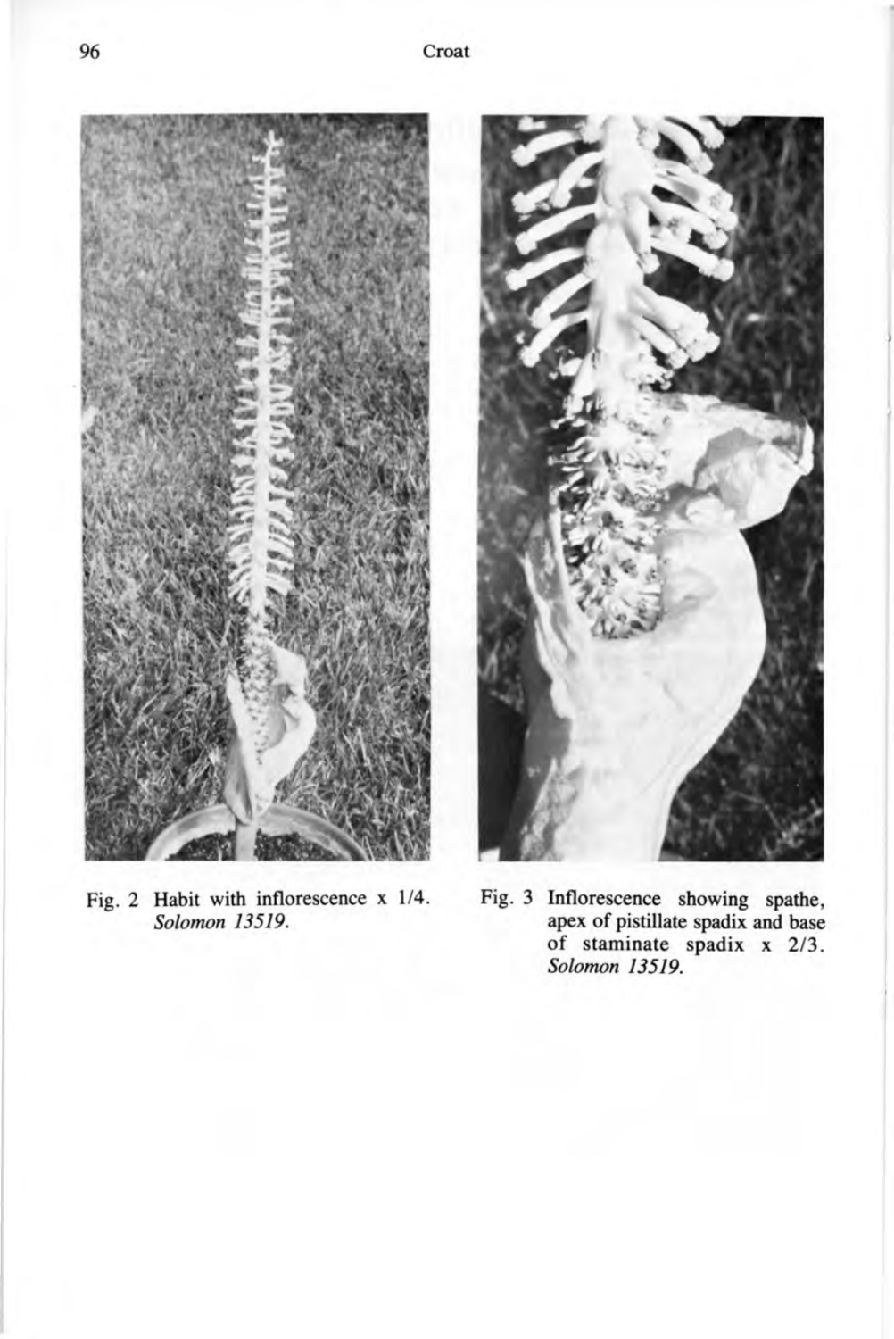Fig. 2 Habit with inflorescence x 1/4. *Solomon 13519.*

Fig. 3 Inflorescence showing spathe, apex of pistillate spadix and base of staminate spadix x 2/3. *Solomon 13519.*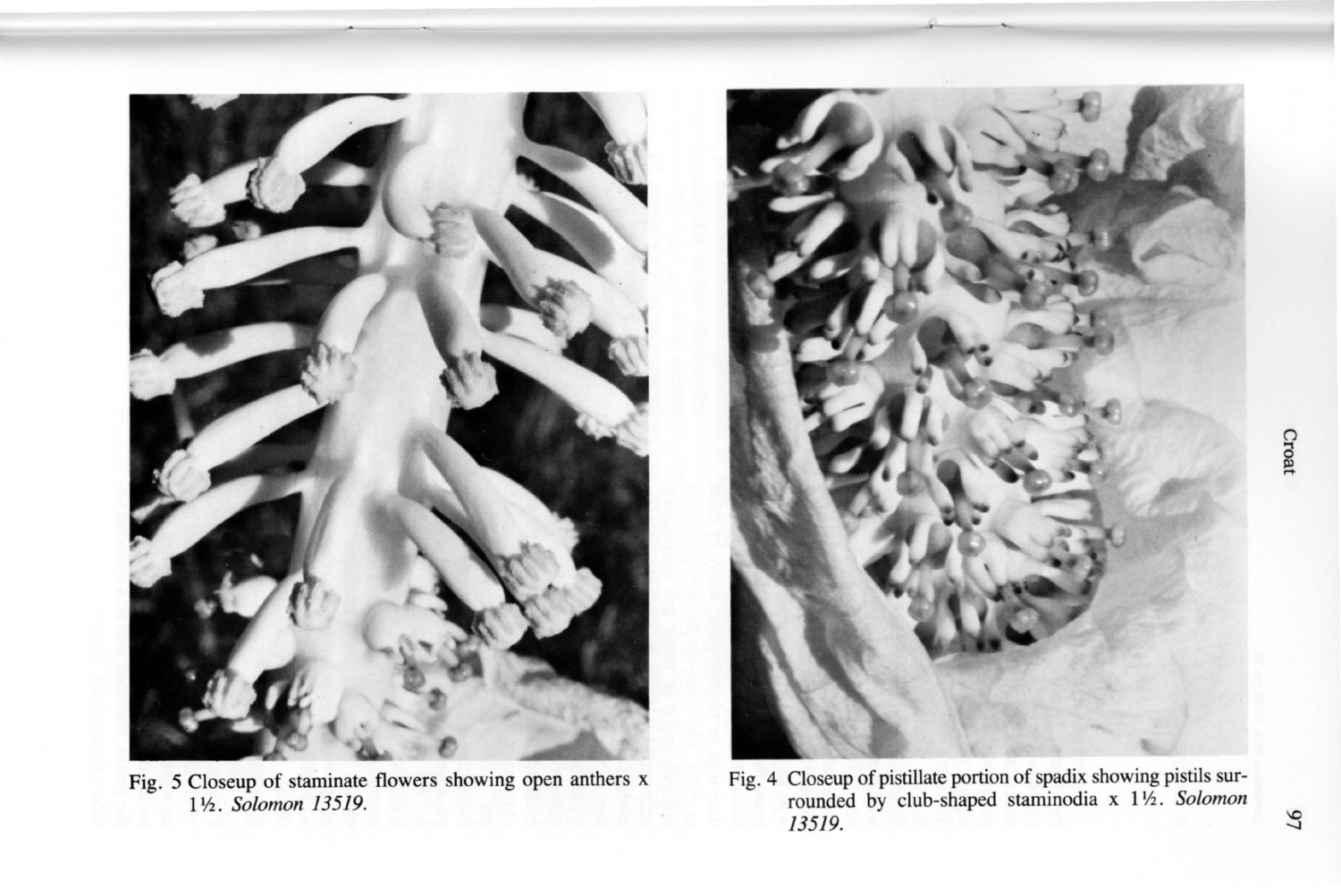Fig. 5 Closeup of staminate flowers showing open anthers x 1½. *Solomon 13519.*

Fig. 4 Closeup of pistillate portion of spadix showing pistils surrounded by club-shaped staminodia x 1½. *Solomon 13519.*